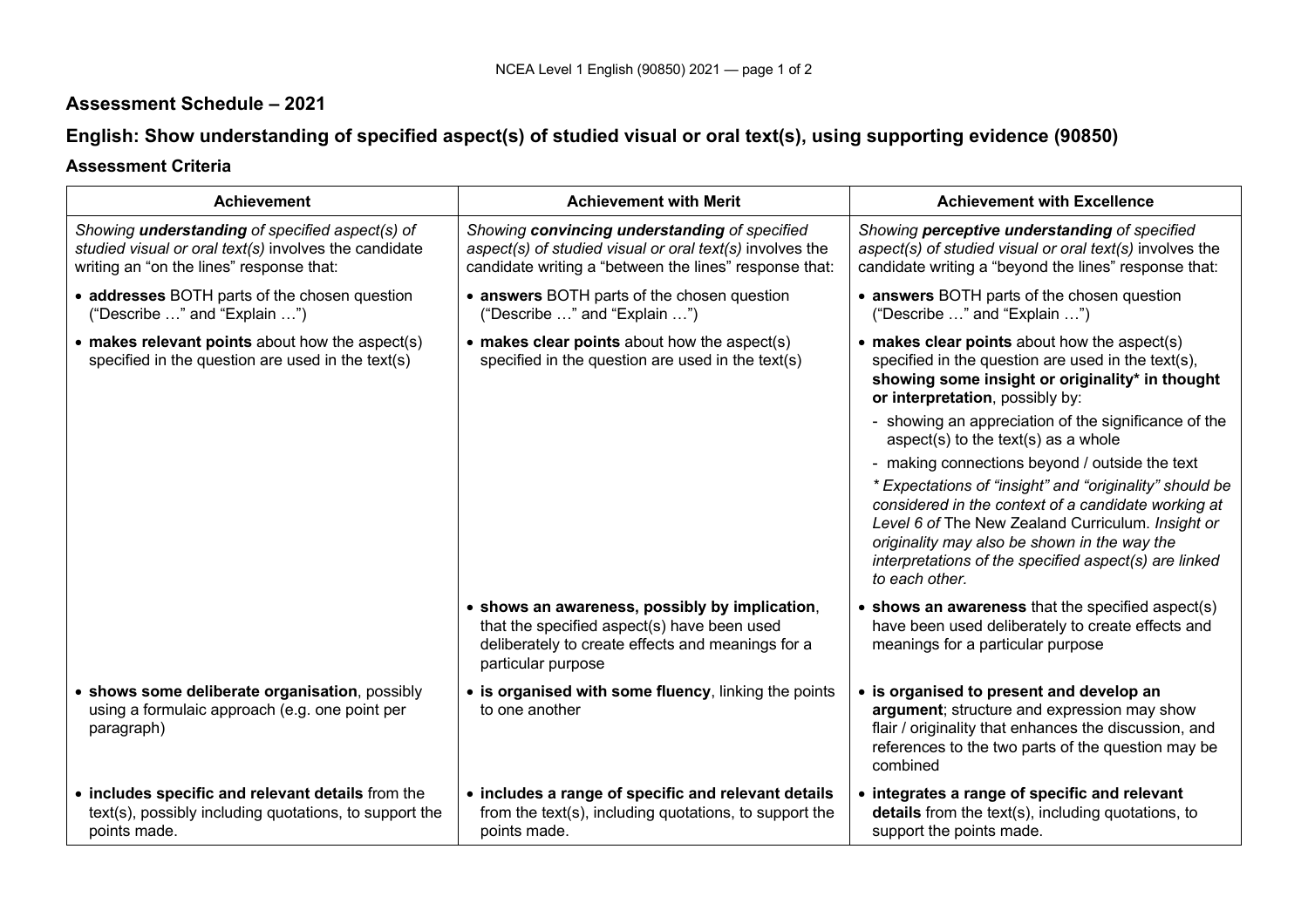## Assessment Schedule – 2021

## English: Show understanding of specified aspect(s) of studied visual or oral text(s), using supporting evidence (90850)

### Assessment Criteria

| Achievement | Achievement with Merit | Achievement with Excellence |
|---|---|---|
| *Showing **understanding** of specified aspect(s) of studied visual or oral text(s)* involves the candidate writing an "on the lines" response that: | *Showing **convincing understanding** of specified aspect(s) of studied visual or oral text(s)* involves the candidate writing a "between the lines" response that: | *Showing **perceptive understanding** of specified aspect(s) of studied visual or oral text(s)* involves the candidate writing a "beyond the lines" response that: |
| • **addresses** BOTH parts of the chosen question ("Describe …" and "Explain …") | • **answers** BOTH parts of the chosen question ("Describe …" and "Explain …") | • **answers** BOTH parts of the chosen question ("Describe …" and "Explain …") |
| • **makes relevant points** about how the aspect(s) specified in the question are used in the text(s) | • **makes clear points** about how the aspect(s) specified in the question are used in the text(s) | • **makes clear points** about how the aspect(s) specified in the question are used in the text(s), **showing some insight or originality\* in thought or interpretation**, possibly by:<br>- showing an appreciation of the significance of the aspect(s) to the text(s) as a whole<br>- making connections beyond / outside the text<br>*\* Expectations of "insight" and "originality" should be considered in the context of a candidate working at Level 6 of* The New Zealand Curriculum. *Insight or originality may also be shown in the way the interpretations of the specified aspect(s) are linked to each other.* |
| | • **shows an awareness, possibly by implication**, that the specified aspect(s) have been used deliberately to create effects and meanings for a particular purpose | • **shows an awareness** that the specified aspect(s) have been used deliberately to create effects and meanings for a particular purpose |
| • **shows some deliberate organisation**, possibly using a formulaic approach (e.g. one point per paragraph) | • **is organised with some fluency**, linking the points to one another | • **is organised to present and develop an argument**; structure and expression may show flair / originality that enhances the discussion, and references to the two parts of the question may be combined |
| • **includes specific and relevant details** from the text(s), possibly including quotations, to support the points made. | • **includes a range of specific and relevant details** from the text(s), including quotations, to support the points made. | • **integrates a range of specific and relevant details** from the text(s), including quotations, to support the points made. |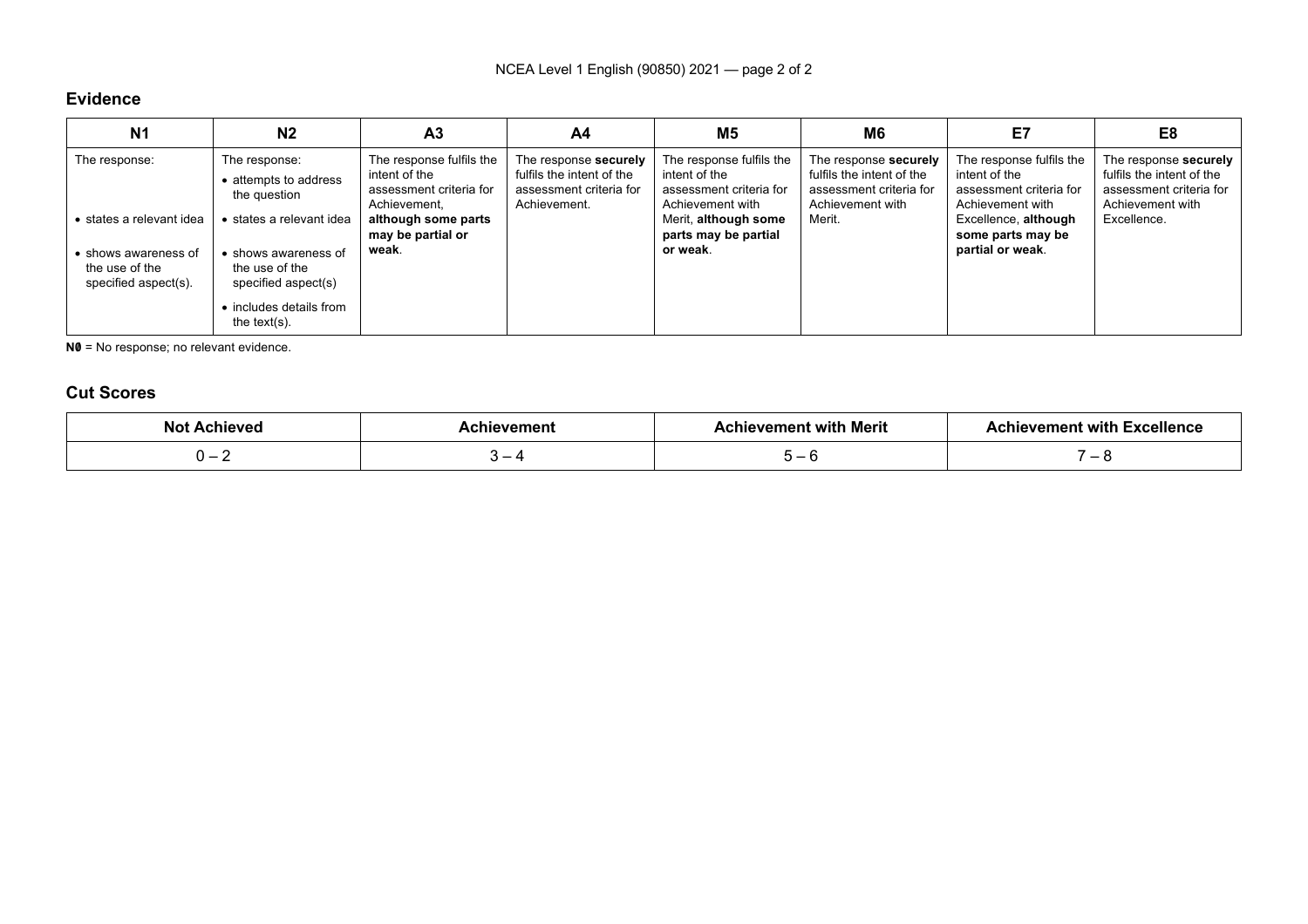## Evidence

| N1 | N2 | A3 | A4 | M5 | M6 | E7 | E8 |
|---|---|---|---|---|---|---|---|
| The response:<br><br>• states a relevant idea<br><br>• shows awareness of the use of the specified aspect(s). | The response:<br><br>• attempts to address the question<br><br>• states a relevant idea<br><br>• shows awareness of the use of the specified aspect(s)<br><br>• includes details from the text(s). | The response fulfils the intent of the assessment criteria for Achievement, **although some parts may be partial or weak**. | The response **securely** fulfils the intent of the assessment criteria for Achievement. | The response fulfils the intent of the assessment criteria for Achievement with Merit, **although some parts may be partial or weak**. | The response **securely** fulfils the intent of the assessment criteria for Achievement with Merit. | The response fulfils the intent of the assessment criteria for Achievement with Excellence, **although some parts may be partial or weak**. | The response **securely** fulfils the intent of the assessment criteria for Achievement with Excellence. |

**N0** = No response; no relevant evidence.

## Cut Scores

| Not Achieved | Achievement | Achievement with Merit | Achievement with Excellence |
|---|---|---|---|
| 0 – 2 | 3 – 4 | 5 – 6 | 7 – 8 |